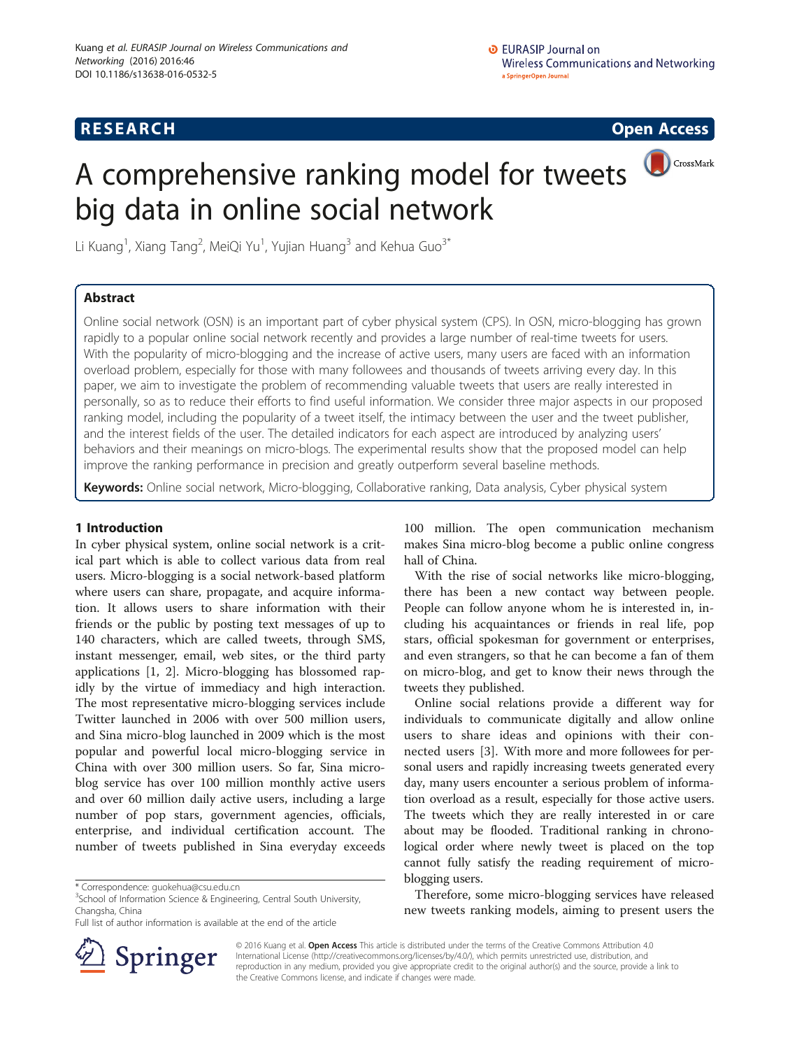RESEARCH Open Access

# A comprehensive ranking model for tweets big data in online social network

Li Kuang[1], Xiang Tang[2], MeiQi Yu[1], Yujian Huang[3] and Kehua Guo[3*]

## Abstract

Online social network (OSN) is an important part of cyber physical system (CPS). In OSN, micro-blogging has grown rapidly to a popular online social network recently and provides a large number of real-time tweets for users. With the popularity of micro-blogging and the increase of active users, many users are faced with an information overload problem, especially for those with many followees and thousands of tweets arriving every day. In this paper, we aim to investigate the problem of recommending valuable tweets that users are really interested in personally, so as to reduce their efforts to find useful information. We consider three major aspects in our proposed ranking model, including the popularity of a tweet itself, the intimacy between the user and the tweet publisher, and the interest fields of the user. The detailed indicators for each aspect are introduced by analyzing users' behaviors and their meanings on micro-blogs. The experimental results show that the proposed model can help improve the ranking performance in precision and greatly outperform several baseline methods.

**Keywords:** Online social network, Micro-blogging, Collaborative ranking, Data analysis, Cyber physical system

## 1 Introduction

In cyber physical system, online social network is a critical part which is able to collect various data from real users. Micro-blogging is a social network-based platform where users can share, propagate, and acquire information. It allows users to share information with their friends or the public by posting text messages of up to 140 characters, which are called tweets, through SMS, instant messenger, email, web sites, or the third party applications [1, 2]. Micro-blogging has blossomed rapidly by the virtue of immediacy and high interaction. The most representative micro-blogging services include Twitter launched in 2006 with over 500 million users, and Sina micro-blog launched in 2009 which is the most popular and powerful local micro-blogging service in China with over 300 million users. So far, Sina micro-blog service has over 100 million monthly active users and over 60 million daily active users, including a large number of pop stars, government agencies, officials, enterprise, and individual certification account. The number of tweets published in Sina everyday exceeds 100 million. The open communication mechanism makes Sina micro-blog become a public online congress hall of China.

With the rise of social networks like micro-blogging, there has been a new contact way between people. People can follow anyone whom he is interested in, including his acquaintances or friends in real life, pop stars, official spokesman for government or enterprises, and even strangers, so that he can become a fan of them on micro-blog, and get to know their news through the tweets they published.

Online social relations provide a different way for individuals to communicate digitally and allow online users to share ideas and opinions with their connected users [3]. With more and more followees for personal users and rapidly increasing tweets generated every day, many users encounter a serious problem of information overload as a result, especially for those active users. The tweets which they are really interested in or care about may be flooded. Traditional ranking in chronological order where newly tweet is placed on the top cannot fully satisfy the reading requirement of micro-blogging users.

Therefore, some micro-blogging services have released new tweets ranking models, aiming to present users the

* Correspondence: guokehua@csu.edu.cn
[3]School of Information Science & Engineering, Central South University, Changsha, China
Full list of author information is available at the end of the article

© 2016 Kuang et al. **Open Access** This article is distributed under the terms of the Creative Commons Attribution 4.0 International License (http://creativecommons.org/licenses/by/4.0/), which permits unrestricted use, distribution, and reproduction in any medium, provided you give appropriate credit to the original author(s) and the source, provide a link to the Creative Commons license, and indicate if changes were made.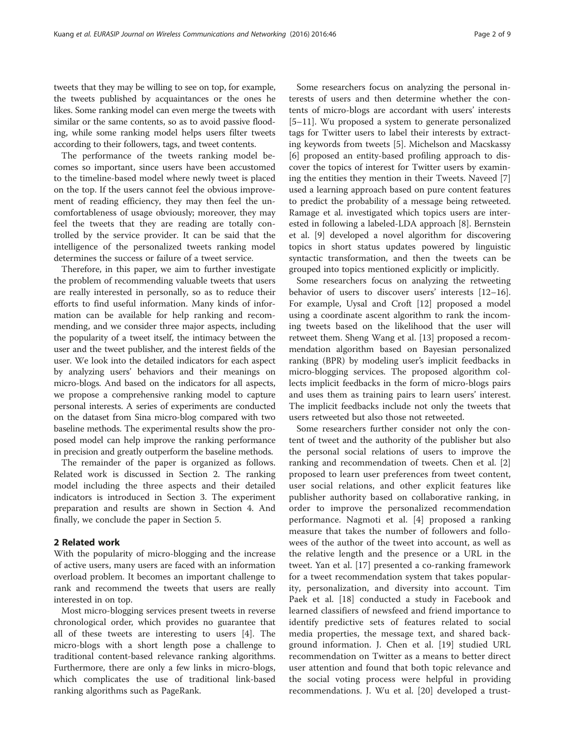tweets that they may be willing to see on top, for example, the tweets published by acquaintances or the ones he likes. Some ranking model can even merge the tweets with similar or the same contents, so as to avoid passive flooding, while some ranking model helps users filter tweets according to their followers, tags, and tweet contents.

The performance of the tweets ranking model becomes so important, since users have been accustomed to the timeline-based model where newly tweet is placed on the top. If the users cannot feel the obvious improvement of reading efficiency, they may then feel the uncomfortableness of usage obviously; moreover, they may feel the tweets that they are reading are totally controlled by the service provider. It can be said that the intelligence of the personalized tweets ranking model determines the success or failure of a tweet service.

Therefore, in this paper, we aim to further investigate the problem of recommending valuable tweets that users are really interested in personally, so as to reduce their efforts to find useful information. Many kinds of information can be available for help ranking and recommending, and we consider three major aspects, including the popularity of a tweet itself, the intimacy between the user and the tweet publisher, and the interest fields of the user. We look into the detailed indicators for each aspect by analyzing users' behaviors and their meanings on micro-blogs. And based on the indicators for all aspects, we propose a comprehensive ranking model to capture personal interests. A series of experiments are conducted on the dataset from Sina micro-blog compared with two baseline methods. The experimental results show the proposed model can help improve the ranking performance in precision and greatly outperform the baseline methods.

The remainder of the paper is organized as follows. Related work is discussed in Section 2. The ranking model including the three aspects and their detailed indicators is introduced in Section 3. The experiment preparation and results are shown in Section 4. And finally, we conclude the paper in Section 5.

## 2 Related work

With the popularity of micro-blogging and the increase of active users, many users are faced with an information overload problem. It becomes an important challenge to rank and recommend the tweets that users are really interested in on top.

Most micro-blogging services present tweets in reverse chronological order, which provides no guarantee that all of these tweets are interesting to users [4]. The micro-blogs with a short length pose a challenge to traditional content-based relevance ranking algorithms. Furthermore, there are only a few links in micro-blogs, which complicates the use of traditional link-based ranking algorithms such as PageRank.

Some researchers focus on analyzing the personal interests of users and then determine whether the contents of micro-blogs are accordant with users' interests [5–11]. Wu proposed a system to generate personalized tags for Twitter users to label their interests by extracting keywords from tweets [5]. Michelson and Macskassy [6] proposed an entity-based profiling approach to discover the topics of interest for Twitter users by examining the entities they mention in their Tweets. Naveed [7] used a learning approach based on pure content features to predict the probability of a message being retweeted. Ramage et al. investigated which topics users are interested in following a labeled-LDA approach [8]. Bernstein et al. [9] developed a novel algorithm for discovering topics in short status updates powered by linguistic syntactic transformation, and then the tweets can be grouped into topics mentioned explicitly or implicitly.

Some researchers focus on analyzing the retweeting behavior of users to discover users' interests [12–16]. For example, Uysal and Croft [12] proposed a model using a coordinate ascent algorithm to rank the incoming tweets based on the likelihood that the user will retweet them. Sheng Wang et al. [13] proposed a recommendation algorithm based on Bayesian personalized ranking (BPR) by modeling user's implicit feedbacks in micro-blogging services. The proposed algorithm collects implicit feedbacks in the form of micro-blogs pairs and uses them as training pairs to learn users' interest. The implicit feedbacks include not only the tweets that users retweeted but also those not retweeted.

Some researchers further consider not only the content of tweet and the authority of the publisher but also the personal social relations of users to improve the ranking and recommendation of tweets. Chen et al. [2] proposed to learn user preferences from tweet content, user social relations, and other explicit features like publisher authority based on collaborative ranking, in order to improve the personalized recommendation performance. Nagmoti et al. [4] proposed a ranking measure that takes the number of followers and followees of the author of the tweet into account, as well as the relative length and the presence or a URL in the tweet. Yan et al. [17] presented a co-ranking framework for a tweet recommendation system that takes popularity, personalization, and diversity into account. Tim Paek et al. [18] conducted a study in Facebook and learned classifiers of newsfeed and friend importance to identify predictive sets of features related to social media properties, the message text, and shared background information. J. Chen et al. [19] studied URL recommendation on Twitter as a means to better direct user attention and found that both topic relevance and the social voting process were helpful in providing recommendations. J. Wu et al. [20] developed a trust-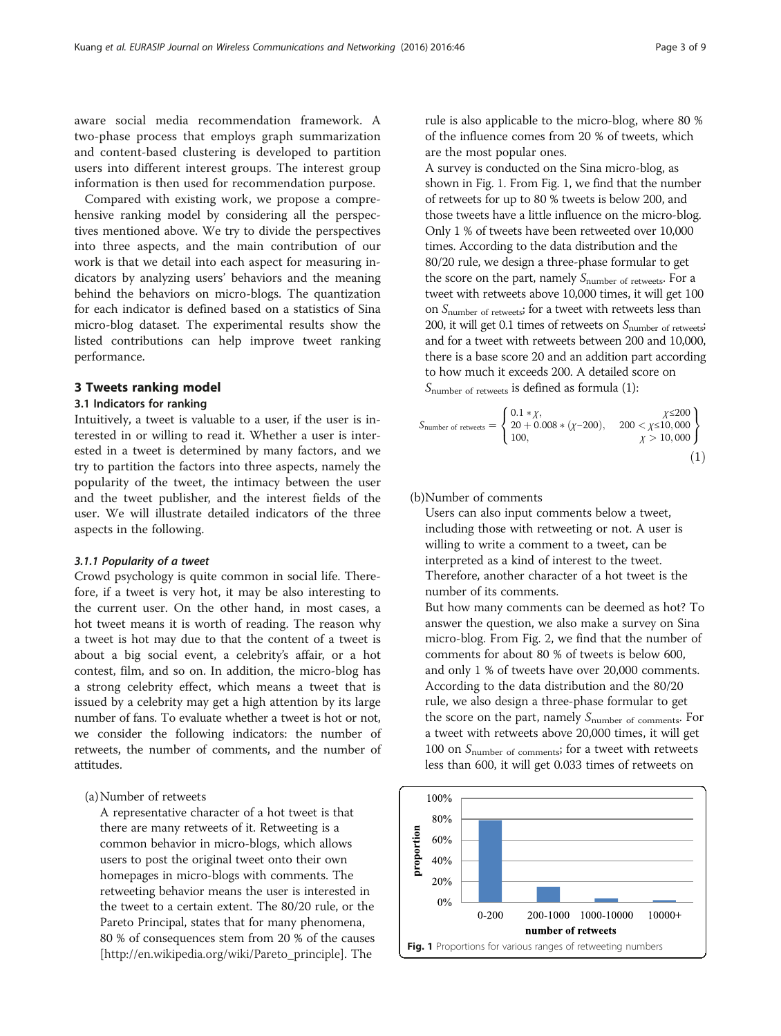aware social media recommendation framework. A two-phase process that employs graph summarization and content-based clustering is developed to partition users into different interest groups. The interest group information is then used for recommendation purpose.

Compared with existing work, we propose a comprehensive ranking model by considering all the perspectives mentioned above. We try to divide the perspectives into three aspects, and the main contribution of our work is that we detail into each aspect for measuring indicators by analyzing users' behaviors and the meaning behind the behaviors on micro-blogs. The quantization for each indicator is defined based on a statistics of Sina micro-blog dataset. The experimental results show the listed contributions can help improve tweet ranking performance.

## 3 Tweets ranking model

### 3.1 Indicators for ranking

Intuitively, a tweet is valuable to a user, if the user is interested in or willing to read it. Whether a user is interested in a tweet is determined by many factors, and we try to partition the factors into three aspects, namely the popularity of the tweet, the intimacy between the user and the tweet publisher, and the interest fields of the user. We will illustrate detailed indicators of the three aspects in the following.

#### *3.1.1 Popularity of a tweet*

Crowd psychology is quite common in social life. Therefore, if a tweet is very hot, it may be also interesting to the current user. On the other hand, in most cases, a hot tweet means it is worth of reading. The reason why a tweet is hot may due to that the content of a tweet is about a big social event, a celebrity's affair, or a hot contest, film, and so on. In addition, the micro-blog has a strong celebrity effect, which means a tweet that is issued by a celebrity may get a high attention by its large number of fans. To evaluate whether a tweet is hot or not, we consider the following indicators: the number of retweets, the number of comments, and the number of attitudes.

(a) Number of retweets

A representative character of a hot tweet is that there are many retweets of it. Retweeting is a common behavior in micro-blogs, which allows users to post the original tweet onto their own homepages in micro-blogs with comments. The retweeting behavior means the user is interested in the tweet to a certain extent. The 80/20 rule, or the Pareto Principal, states that for many phenomena, 80 % of consequences stem from 20 % of the causes [http://en.wikipedia.org/wiki/Pareto_principle]. The rule is also applicable to the micro-blog, where 80 % of the influence comes from 20 % of tweets, which are the most popular ones.

A survey is conducted on the Sina micro-blog, as shown in Fig. 1. From Fig. 1, we find that the number of retweets for up to 80 % tweets is below 200, and those tweets have a little influence on the micro-blog. Only 1 % of tweets have been retweeted over 10,000 times. According to the data distribution and the 80/20 rule, we design a three-phase formular to get the score on the part, namely $S_{\text{number of retweets}}$. For a tweet with retweets above 10,000 times, it will get 100 on $S_{\text{number of retweets}}$; for a tweet with retweets less than 200, it will get 0.1 times of retweets on $S_{\text{number of retweets}}$; and for a tweet with retweets between 200 and 10,000, there is a base score 20 and an addition part according to how much it exceeds 200. A detailed score on $S_{\text{number of retweets}}$ is defined as formula (1):

$$S_{\text{number of retweets}} = \begin{cases} 0.1 * \chi, & \chi \le 200 \\ 20 + 0.008 * (\chi - 200), & 200 < \chi \le 10,000 \\ 100, & \chi > 10,000 \end{cases} \tag{1}$$

(b) Number of comments

Users can also input comments below a tweet, including those with retweeting or not. A user is willing to write a comment to a tweet, can be interpreted as a kind of interest to the tweet. Therefore, another character of a hot tweet is the number of its comments.

But how many comments can be deemed as hot? To answer the question, we also make a survey on Sina micro-blog. From Fig. 2, we find that the number of comments for about 80 % of tweets is below 600, and only 1 % of tweets have over 20,000 comments. According to the data distribution and the 80/20 rule, we also design a three-phase formular to get the score on the part, namely $S_{\text{number of comments}}$. For a tweet with retweets above 20,000 times, it will get 100 on $S_{\text{number of comments}}$; for a tweet with retweets less than 600, it will get 0.033 times of retweets on

**Fig. 1** Proportions for various ranges of retweeting numbers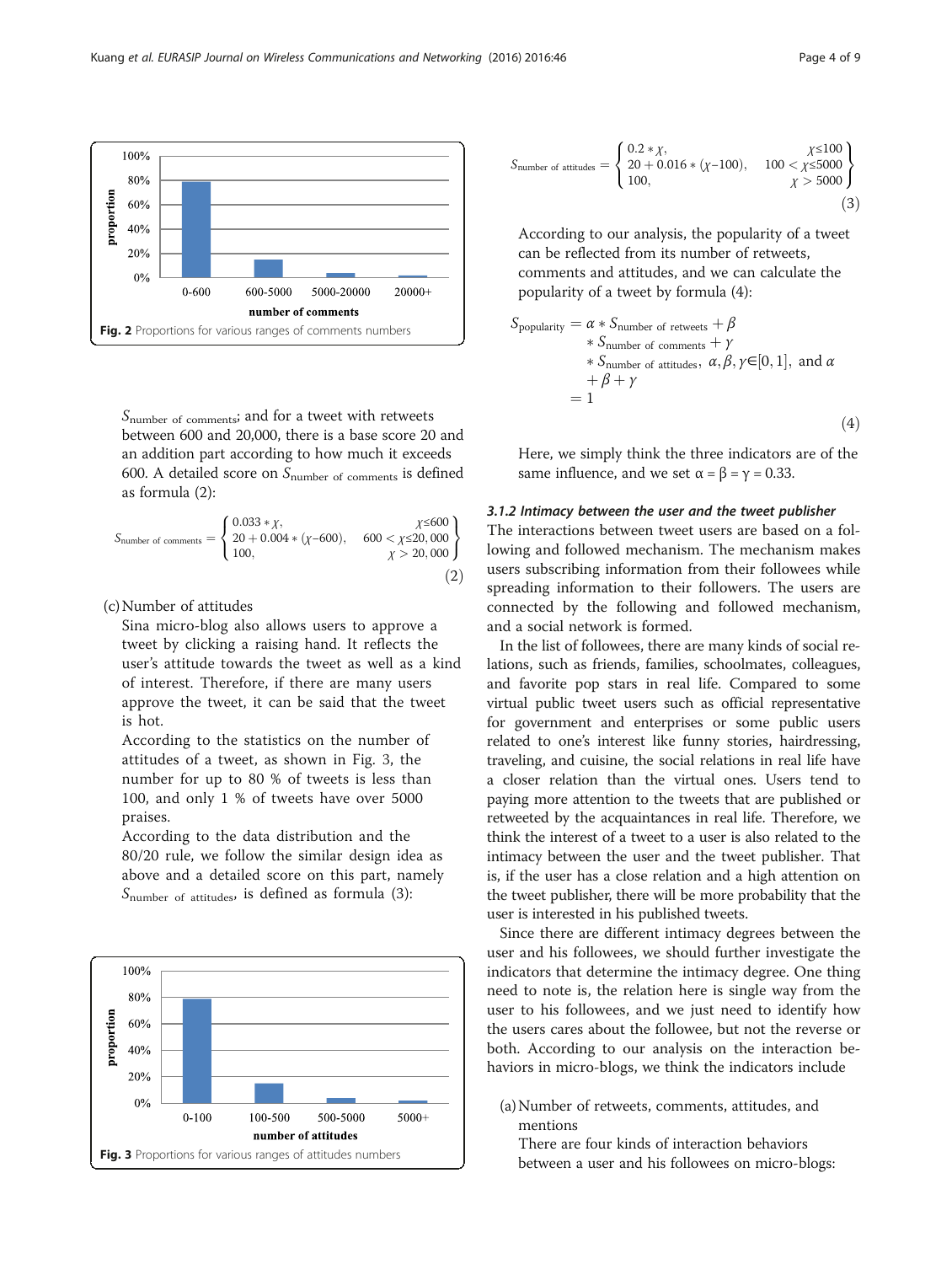100%
80%
60%
40%
20%
0%
proportion
0-600
600-5000
5000-20000
20000+
number of comments

**Fig. 2** Proportions for various ranges of comments numbers

$S_{\text{number of comments}}$; and for a tweet with retweets between 600 and 20,000, there is a base score 20 and an addition part according to how much it exceeds 600. A detailed score on $S_{\text{number of comments}}$ is defined as formula (2):

$$S_{\text{number of comments}} = \begin{cases} 0.033 * \chi, & \chi \le 600 \\ 20 + 0.004 * (\chi - 600), & 600 < \chi \le 20,000 \\ 100, & \chi > 20,000 \end{cases} \tag{2}$$

(c) Number of attitudes

Sina micro-blog also allows users to approve a tweet by clicking a raising hand. It reflects the user's attitude towards the tweet as well as a kind of interest. Therefore, if there are many users approve the tweet, it can be said that the tweet is hot.

According to the statistics on the number of attitudes of a tweet, as shown in Fig. 3, the number for up to 80 % of tweets is less than 100, and only 1 % of tweets have over 5000 praises.

According to the data distribution and the 80/20 rule, we follow the similar design idea as above and a detailed score on this part, namely $S_{\text{number of attitudes}}$, is defined as formula (3):

100%
80%
60%
40%
20%
0%
proportion
0-100
100-500
500-5000
5000+
number of attitudes

**Fig. 3** Proportions for various ranges of attitudes numbers

$$S_{\text{number of attitudes}} = \begin{cases} 0.2 * \chi, & \chi \le 100 \\ 20 + 0.016 * (\chi - 100), & 100 < \chi \le 5000 \\ 100, & \chi > 5000 \end{cases} \tag{3}$$

According to our analysis, the popularity of a tweet can be reflected from its number of retweets, comments and attitudes, and we can calculate the popularity of a tweet by formula (4):

$$S_{\text{popularity}} = \alpha * S_{\text{number of retweets}} + \beta * S_{\text{number of comments}} + \gamma * S_{\text{number of attitudes}}, \ \alpha, \beta, \gamma \in [0, 1], \text{ and } \alpha + \beta + \gamma = 1 \tag{4}$$

Here, we simply think the three indicators are of the same influence, and we set α = β = γ = 0.33.

#### *3.1.2 Intimacy between the user and the tweet publisher*

The interactions between tweet users are based on a following and followed mechanism. The mechanism makes users subscribing information from their followees while spreading information to their followers. The users are connected by the following and followed mechanism, and a social network is formed.

In the list of followees, there are many kinds of social relations, such as friends, families, schoolmates, colleagues, and favorite pop stars in real life. Compared to some virtual public tweet users such as official representative for government and enterprises or some public users related to one's interest like funny stories, hairdressing, traveling, and cuisine, the social relations in real life have a closer relation than the virtual ones. Users tend to paying more attention to the tweets that are published or retweeted by the acquaintances in real life. Therefore, we think the interest of a tweet to a user is also related to the intimacy between the user and the tweet publisher. That is, if the user has a close relation and a high attention on the tweet publisher, there will be more probability that the user is interested in his published tweets.

Since there are different intimacy degrees between the user and his followees, we should further investigate the indicators that determine the intimacy degree. One thing need to note is, the relation here is single way from the user to his followees, and we just need to identify how the users cares about the followee, but not the reverse or both. According to our analysis on the interaction behaviors in micro-blogs, we think the indicators include

(a) Number of retweets, comments, attitudes, and mentions

There are four kinds of interaction behaviors between a user and his followees on micro-blogs: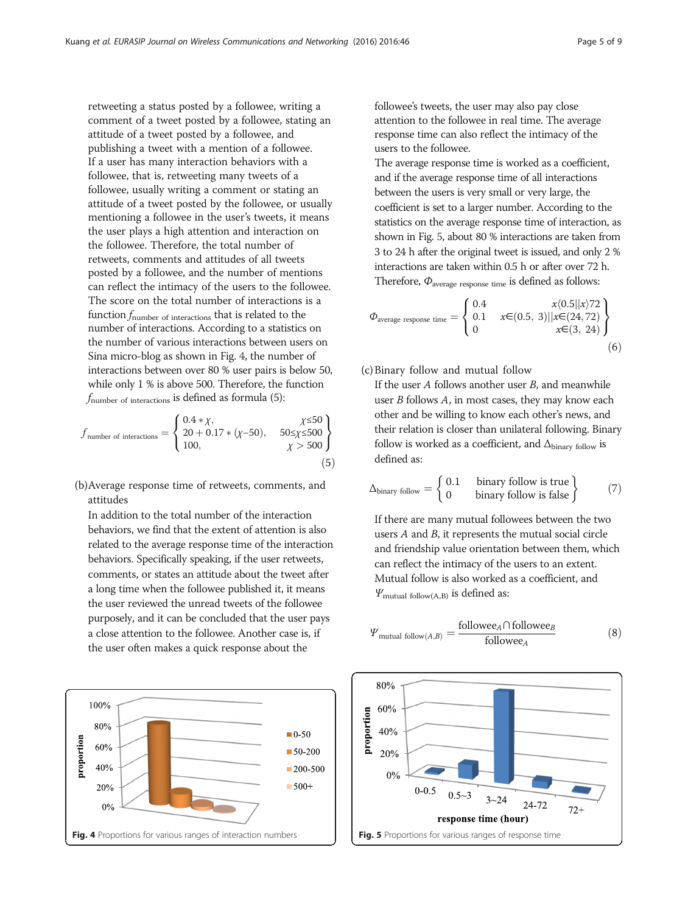retweeting a status posted by a followee, writing a comment of a tweet posted by a followee, stating an attitude of a tweet posted by a followee, and publishing a tweet with a mention of a followee. If a user has many interaction behaviors with a followee, that is, retweeting many tweets of a followee, usually writing a comment or stating an attitude of a tweet posted by the followee, or usually mentioning a followee in the user's tweets, it means the user plays a high attention and interaction on the followee. Therefore, the total number of retweets, comments and attitudes of all tweets posted by a followee, and the number of mentions can reflect the intimacy of the users to the followee. The score on the total number of interactions is a function $f_{\text{number of interactions}}$ that is related to the number of interactions. According to a statistics on the number of various interactions between users on Sina micro-blog as shown in Fig. 4, the number of interactions between over 80 % user pairs is below 50, while only 1 % is above 500. Therefore, the function $f_{\text{number of interactions}}$ is defined as formula (5):

$$f_{\text{number of interactions}} = \begin{cases} 0.4 * \chi, & \chi \leq 50 \\ 20 + 0.17 * (\chi - 50), & 50 \leq \chi \leq 500 \\ 100, & \chi > 500 \end{cases} \quad (5)$$

(b) Average response time of retweets, comments, and attitudes

In addition to the total number of the interaction behaviors, we find that the extent of attention is also related to the average response time of the interaction behaviors. Specifically speaking, if the user retweets, comments, or states an attitude about the tweet after a long time when the followee published it, it means the user reviewed the unread tweets of the followee purposely, and it can be concluded that the user pays a close attention to the followee. Another case is, if the user often makes a quick response about the followee's tweets, the user may also pay close attention to the followee in real time. The average response time can also reflect the intimacy of the users to the followee.

The average response time is worked as a coefficient, and if the average response time of all interactions between the users is very small or very large, the coefficient is set to a larger number. According to the statistics on the average response time of interaction, as shown in Fig. 5, about 80 % interactions are taken from 3 to 24 h after the original tweet is issued, and only 2 % interactions are taken within 0.5 h or after over 72 h. Therefore, $\Phi_{\text{average response time}}$ is defined as follows:

$$\Phi_{\text{average response time}} = \begin{cases} 0.4 & x\langle 0.5 || x \rangle 72 \\ 0.1 & x \in (0.5,\ 3) || x \in (24, 72) \\ 0 & x \in (3,\ 24) \end{cases} \quad (6)$$

(c) Binary follow and mutual follow

If the user $A$ follows another user $B$, and meanwhile user $B$ follows $A$, in most cases, they may know each other and be willing to know each other's news, and their relation is closer than unilateral following. Binary follow is worked as a coefficient, and $\Delta_{\text{binary follow}}$ is defined as:

$$\Delta_{\text{binary follow}} = \begin{cases} 0.1 & \text{binary follow is true} \\ 0 & \text{binary follow is false} \end{cases} \quad (7)$$

If there are many mutual followees between the two users $A$ and $B$, it represents the mutual social circle and friendship value orientation between them, which can reflect the intimacy of the users to an extent. Mutual follow is also worked as a coefficient, and $\Psi_{\text{mutual follow(A,B)}}$ is defined as:

$$\Psi_{\text{mutual follow}(A,B)} = \frac{\text{followee}_A \cap \text{followee}_B}{\text{followee}_A} \quad (8)$$

**Fig. 4** Proportions for various ranges of interaction numbers

**Fig. 5** Proportions for various ranges of response time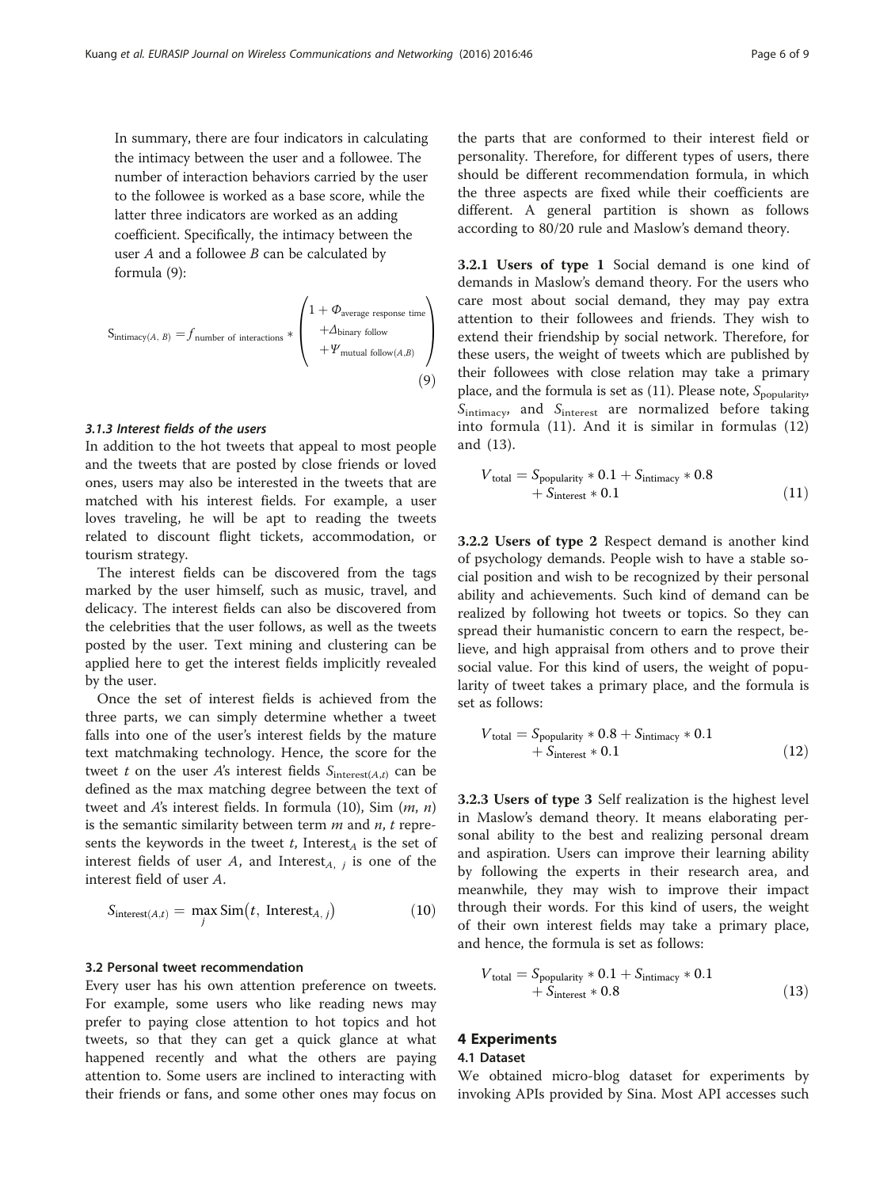In summary, there are four indicators in calculating the intimacy between the user and a followee. The number of interaction behaviors carried by the user to the followee is worked as a base score, while the latter three indicators are worked as an adding coefficient. Specifically, the intimacy between the user $A$ and a followee $B$ can be calculated by formula (9):

$$S_{\text{intimacy}(A,\,B)} = f_{\text{number of interactions}} * \begin{pmatrix} 1 + \Phi_{\text{average response time}} \\ +\Delta_{\text{binary follow}} \\ +\Psi_{\text{mutual follow}(A,B)} \end{pmatrix} \tag{9}$$

### 3.1.3 Interest fields of the users

In addition to the hot tweets that appeal to most people and the tweets that are posted by close friends or loved ones, users may also be interested in the tweets that are matched with his interest fields. For example, a user loves traveling, he will be apt to reading the tweets related to discount flight tickets, accommodation, or tourism strategy.

The interest fields can be discovered from the tags marked by the user himself, such as music, travel, and delicacy. The interest fields can also be discovered from the celebrities that the user follows, as well as the tweets posted by the user. Text mining and clustering can be applied here to get the interest fields implicitly revealed by the user.

Once the set of interest fields is achieved from the three parts, we can simply determine whether a tweet falls into one of the user's interest fields by the mature text matchmaking technology. Hence, the score for the tweet $t$ on the user $A$'s interest fields $S_{\text{interest}(A,t)}$ can be defined as the max matching degree between the text of tweet and $A$'s interest fields. In formula (10), Sim $(m, n)$ is the semantic similarity between term $m$ and $n$, $t$ represents the keywords in the tweet $t$, $\text{Interest}_A$ is the set of interest fields of user $A$, and $\text{Interest}_{A,\,j}$ is one of the interest field of user $A$.

$$S_{\text{interest}(A,t)} = \max_j \text{Sim}\left(t,\ \text{Interest}_{A,\,j}\right) \tag{10}$$

## 3.2 Personal tweet recommendation

Every user has his own attention preference on tweets. For example, some users who like reading news may prefer to paying close attention to hot topics and hot tweets, so that they can get a quick glance at what happened recently and what the others are paying attention to. Some users are inclined to interacting with their friends or fans, and some other ones may focus on the parts that are conformed to their interest field or personality. Therefore, for different types of users, there should be different recommendation formula, in which the three aspects are fixed while their coefficients are different. A general partition is shown as follows according to 80/20 rule and Maslow's demand theory.

**3.2.1 Users of type 1** Social demand is one kind of demands in Maslow's demand theory. For the users who care most about social demand, they may pay extra attention to their followees and friends. They wish to extend their friendship by social network. Therefore, for these users, the weight of tweets which are published by their followees with close relation may take a primary place, and the formula is set as (11). Please note, $S_{\text{popularity}}$, $S_{\text{intimacy}}$, and $S_{\text{interest}}$ are normalized before taking into formula (11). And it is similar in formulas (12) and (13).

$$V_{\text{total}} = S_{\text{popularity}} * 0.1 + S_{\text{intimacy}} * 0.8 + S_{\text{interest}} * 0.1 \tag{11}$$

**3.2.2 Users of type 2** Respect demand is another kind of psychology demands. People wish to have a stable social position and wish to be recognized by their personal ability and achievements. Such kind of demand can be realized by following hot tweets or topics. So they can spread their humanistic concern to earn the respect, believe, and high appraisal from others and to prove their social value. For this kind of users, the weight of popularity of tweet takes a primary place, and the formula is set as follows:

$$V_{\text{total}} = S_{\text{popularity}} * 0.8 + S_{\text{intimacy}} * 0.1 + S_{\text{interest}} * 0.1 \tag{12}$$

**3.2.3 Users of type 3** Self realization is the highest level in Maslow's demand theory. It means elaborating personal ability to the best and realizing personal dream and aspiration. Users can improve their learning ability by following the experts in their research area, and meanwhile, they may wish to improve their impact through their words. For this kind of users, the weight of their own interest fields may take a primary place, and hence, the formula is set as follows:

$$V_{\text{total}} = S_{\text{popularity}} * 0.1 + S_{\text{intimacy}} * 0.1 + S_{\text{interest}} * 0.8 \tag{13}$$

# 4 Experiments

## 4.1 Dataset

We obtained micro-blog dataset for experiments by invoking APIs provided by Sina. Most API accesses such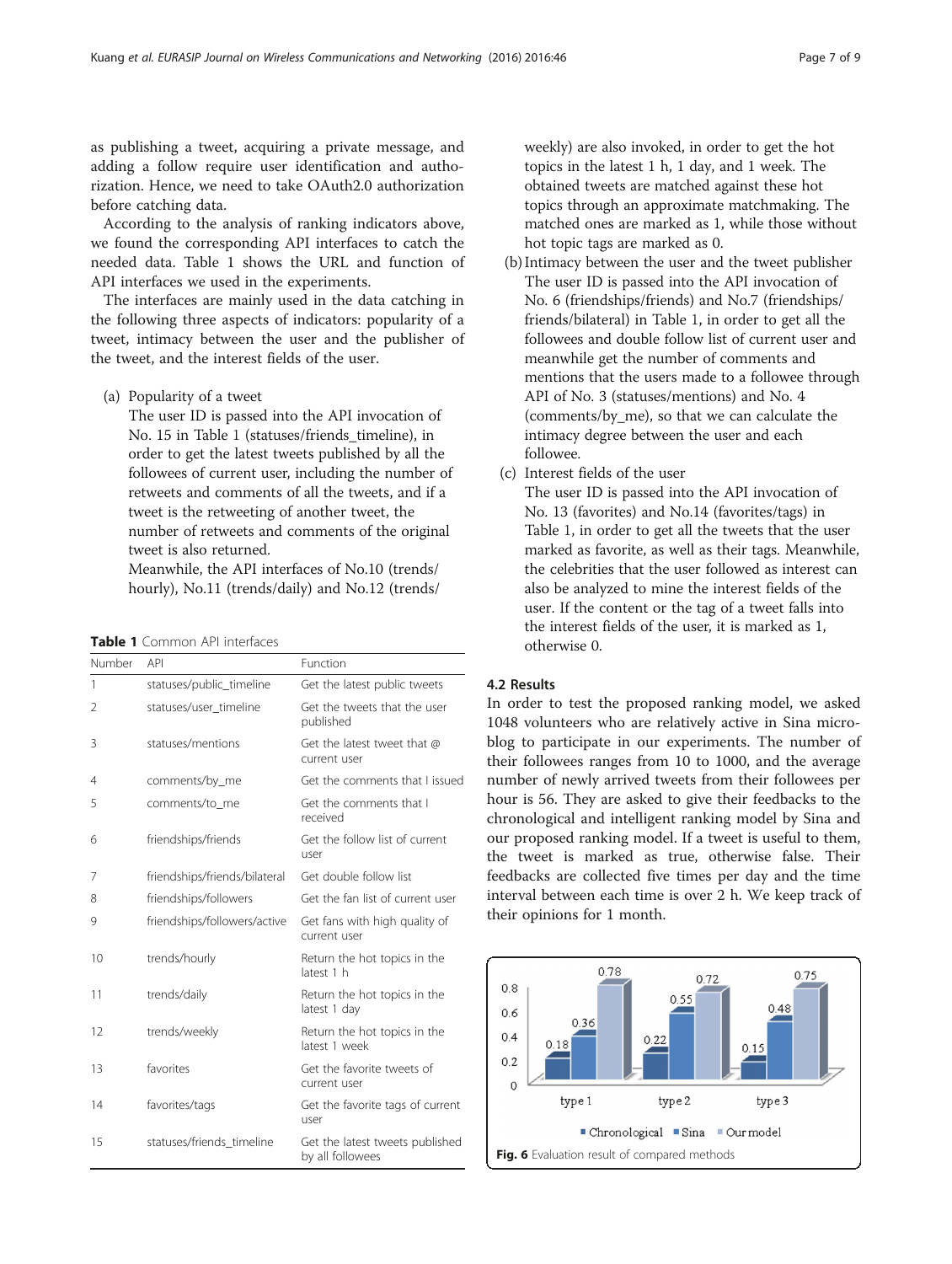as publishing a tweet, acquiring a private message, and adding a follow require user identification and authorization. Hence, we need to take OAuth2.0 authorization before catching data.

According to the analysis of ranking indicators above, we found the corresponding API interfaces to catch the needed data. Table 1 shows the URL and function of API interfaces we used in the experiments.

The interfaces are mainly used in the data catching in the following three aspects of indicators: popularity of a tweet, intimacy between the user and the publisher of the tweet, and the interest fields of the user.

(a) Popularity of a tweet
The user ID is passed into the API invocation of No. 15 in Table 1 (statuses/friends_timeline), in order to get the latest tweets published by all the followees of current user, including the number of retweets and comments of all the tweets, and if a tweet is the retweeting of another tweet, the number of retweets and comments of the original tweet is also returned.
Meanwhile, the API interfaces of No.10 (trends/hourly), No.11 (trends/daily) and No.12 (trends/weekly) are also invoked, in order to get the hot topics in the latest 1 h, 1 day, and 1 week. The obtained tweets are matched against these hot topics through an approximate matchmaking. The matched ones are marked as 1, while those without hot topic tags are marked as 0.

(b) Intimacy between the user and the tweet publisher
The user ID is passed into the API invocation of No. 6 (friendships/friends) and No.7 (friendships/friends/bilateral) in Table 1, in order to get all the followees and double follow list of current user and meanwhile get the number of comments and mentions that the users made to a followee through API of No. 3 (statuses/mentions) and No. 4 (comments/by_me), so that we can calculate the intimacy degree between the user and each followee.

(c) Interest fields of the user
The user ID is passed into the API invocation of No. 13 (favorites) and No.14 (favorites/tags) in Table 1, in order to get all the tweets that the user marked as favorite, as well as their tags. Meanwhile, the celebrities that the user followed as interest can also be analyzed to mine the interest fields of the user. If the content or the tag of a tweet falls into the interest fields of the user, it is marked as 1, otherwise 0.

**Table 1** Common API interfaces

| Number | API | Function |
|---|---|---|
| 1 | statuses/public_timeline | Get the latest public tweets |
| 2 | statuses/user_timeline | Get the tweets that the user published |
| 3 | statuses/mentions | Get the latest tweet that @ current user |
| 4 | comments/by_me | Get the comments that I issued |
| 5 | comments/to_me | Get the comments that I received |
| 6 | friendships/friends | Get the follow list of current user |
| 7 | friendships/friends/bilateral | Get double follow list |
| 8 | friendships/followers | Get the fan list of current user |
| 9 | friendships/followers/active | Get fans with high quality of current user |
| 10 | trends/hourly | Return the hot topics in the latest 1 h |
| 11 | trends/daily | Return the hot topics in the latest 1 day |
| 12 | trends/weekly | Return the hot topics in the latest 1 week |
| 13 | favorites | Get the favorite tweets of current user |
| 14 | favorites/tags | Get the favorite tags of current user |
| 15 | statuses/friends_timeline | Get the latest tweets published by all followees |

### 4.2 Results

In order to test the proposed ranking model, we asked 1048 volunteers who are relatively active in Sina microblog to participate in our experiments. The number of their followees ranges from 10 to 1000, and the average number of newly arrived tweets from their followees per hour is 56. They are asked to give their feedbacks to the chronological and intelligent ranking model by Sina and our proposed ranking model. If a tweet is useful to them, the tweet is marked as true, otherwise false. Their feedbacks are collected five times per day and the time interval between each time is over 2 h. We keep track of their opinions for 1 month.

| | Chronological | Sina | Our model |
|---|---|---|---|
| type 1 | 0.18 | 0.36 | 0.78 |
| type 2 | 0.22 | 0.55 | 0.72 |
| type 3 | 0.15 | 0.48 | 0.75 |

**Fig. 6** Evaluation result of compared methods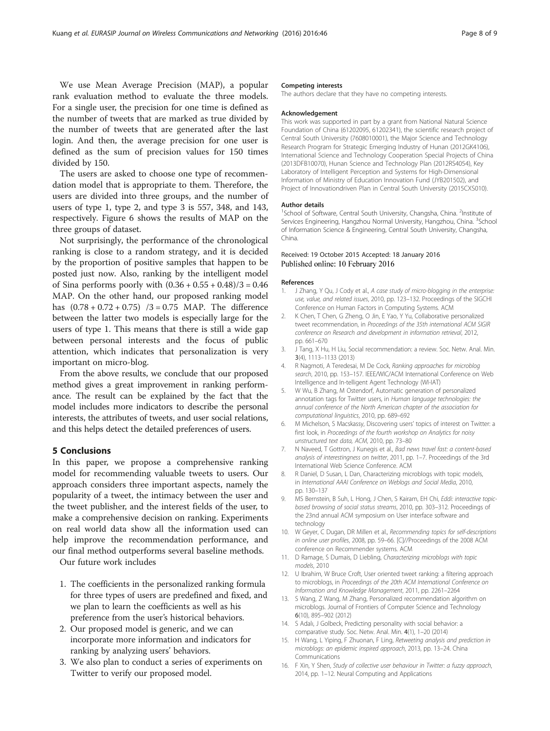We use Mean Average Precision (MAP), a popular rank evaluation method to evaluate the three models. For a single user, the precision for one time is defined as the number of tweets that are marked as true divided by the number of tweets that are generated after the last login. And then, the average precision for one user is defined as the sum of precision values for 150 times divided by 150.

The users are asked to choose one type of recommendation model that is appropriate to them. Therefore, the users are divided into three groups, and the number of users of type 1, type 2, and type 3 is 557, 348, and 143, respectively. Figure 6 shows the results of MAP on the three groups of dataset.

Not surprisingly, the performance of the chronological ranking is close to a random strategy, and it is decided by the proportion of positive samples that happen to be posted just now. Also, ranking by the intelligent model of Sina performs poorly with $(0.36 + 0.55 + 0.48)/3 = 0.46$ MAP. On the other hand, our proposed ranking model has $(0.78 + 0.72 + 0.75)\ /3 = 0.75$ MAP. The difference between the latter two models is especially large for the users of type 1. This means that there is still a wide gap between personal interests and the focus of public attention, which indicates that personalization is very important on micro-blog.

From the above results, we conclude that our proposed method gives a great improvement in ranking performance. The result can be explained by the fact that the model includes more indicators to describe the personal interests, the attributes of tweets, and user social relations, and this helps detect the detailed preferences of users.

## 5 Conclusions

In this paper, we propose a comprehensive ranking model for recommending valuable tweets to users. Our approach considers three important aspects, namely the popularity of a tweet, the intimacy between the user and the tweet publisher, and the interest fields of the user, to make a comprehensive decision on ranking. Experiments on real world data show all the information used can help improve the recommendation performance, and our final method outperforms several baseline methods.

Our future work includes

1. The coefficients in the personalized ranking formula for three types of users are predefined and fixed, and we plan to learn the coefficients as well as his preference from the user's historical behaviors.
2. Our proposed model is generic, and we can incorporate more information and indicators for ranking by analyzing users' behaviors.
3. We also plan to conduct a series of experiments on Twitter to verify our proposed model.

#### Competing interests

The authors declare that they have no competing interests.

#### Acknowledgement

This work was supported in part by a grant from National Natural Science Foundation of China (61202095, 61202341), the scientific research project of Central South University (7608010001), the Major Science and Technology Research Program for Strategic Emerging Industry of Hunan (2012GK4106), International Science and Technology Cooperation Special Projects of China (2013DFB10070), Hunan Science and Technology Plan (2012RS4054), Key Laboratory of Intelligent Perception and Systems for High-Dimensional Information of Ministry of Education Innovation Fund (JYB201502), and Project of Innovationdriven Plan in Central South University (2015CXS010).

#### Author details

[1]School of Software, Central South University, Changsha, China. [2]Institute of Services Engineering, Hangzhou Normal University, Hangzhou, China. [3]School of Information Science & Engineering, Central South University, Changsha, China.

Received: 19 October 2015 Accepted: 18 January 2016
Published online: 10 February 2016

#### References

1. J Zhang, Y Qu, J Cody et al., *A case study of micro-blogging in the enterprise: use, value, and related issues*, 2010, pp. 123–132. Proceedings of the SIGCHI Conference on Human Factors in Computing Systems. ACM
2. K Chen, T Chen, G Zheng, O Jin, E Yao, Y Yu, Collaborative personalized tweet recommendation, in *Proceedings of the 35th international ACM SIGIR conference on Research and development in information retrieval*, 2012, pp. 661–670
3. J Tang, X Hu, H Liu, Social recommendation: a review. Soc. Netw. Anal. Min. **3**(4), 1113–1133 (2013)
4. R Nagmoti, A Teredesai, M De Cock, *Ranking approaches for microblog search*, 2010, pp. 153–157. IEEE/WIC/ACM International Conference on Web Intelligence and In-telligent Agent Technology (WI-IAT)
5. W Wu, B Zhang, M Ostendorf, Automatic generation of personalized annotation tags for Twitter users, in *Human language technologies: the annual conference of the North American chapter of the association for computational linguistics*, 2010, pp. 689–692
6. M Michelson, S Macskassy, Discovering users' topics of interest on Twitter: a first look, in *Proceedings of the fourth workshop on Analytics for noisy unstructured text data, ACM*, 2010, pp. 73–80
7. N Naveed, T Gottron, J Kunegis et al., *Bad news travel fast: a content-based analysis of interestingness on twitter*, 2011, pp. 1–7. Proceedings of the 3rd International Web Science Conference. ACM
8. R Daniel, D Susan, L Dan, Characterizing microblogs with topic models, in *International AAAI Conference on Weblogs and Social Media*, 2010, pp. 130–137
9. MS Bernstein, B Suh, L Hong, J Chen, S Kairam, EH Chi, *Eddi: interactive topic-based browsing of social status streams*, 2010, pp. 303–312. Proceedings of the 23nd annual ACM symposium on User interface software and technology
10. W Geyer, C Dugan, DR Millen et al., *Recommending topics for self-descriptions in online user profiles*, 2008, pp. 59–66. [C]//Proceedings of the 2008 ACM conference on Recommender systems. ACM
11. D Ramage, S Dumais, D Liebling, *Characterizing microblogs with topic models*, 2010
12. U Ibrahim, W Bruce Croft, User oriented tweet ranking: a filtering approach to microblogs, in *Proceedings of the 20th ACM International Conference on Information and Knowledge Management*, 2011, pp. 2261–2264
13. S Wang, Z Wang, M Zhang, Personalized recommendation algorithm on microblogs. Journal of Frontiers of Computer Science and Technology **6**(10), 895–902 (2012)
14. S Adalı, J Golbeck, Predicting personality with social behavior: a comparative study. Soc. Netw. Anal. Min. **4**(1), 1–20 (2014)
15. H Wang, L Yiping, F Zhuonan, F Ling, *Retweeting analysis and prediction in microblogs: an epidemic inspired approach*, 2013, pp. 13–24. China Communications
16. F Xin, Y Shen, *Study of collective user behaviour in Twitter: a fuzzy approach*, 2014, pp. 1–12. Neural Computing and Applications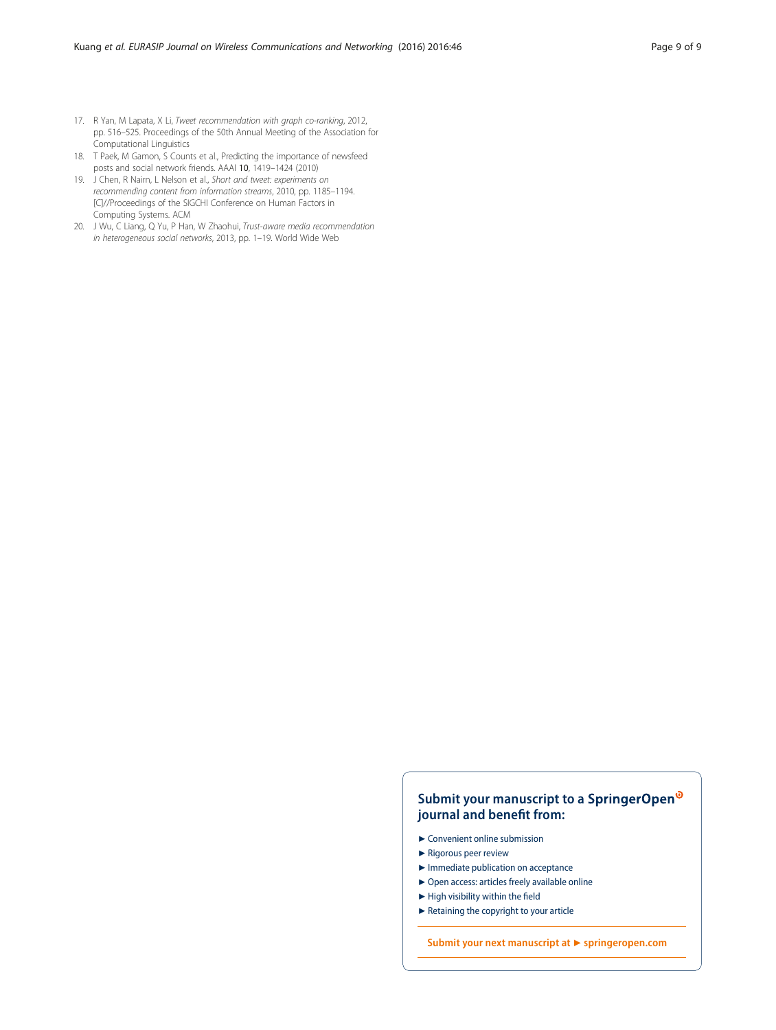17. R Yan, M Lapata, X Li, *Tweet recommendation with graph co-ranking*, 2012, pp. 516–525. Proceedings of the 50th Annual Meeting of the Association for Computational Linguistics
18. T Paek, M Gamon, S Counts et al., Predicting the importance of newsfeed posts and social network friends. AAAI **10**, 1419–1424 (2010)
19. J Chen, R Nairn, L Nelson et al., *Short and tweet: experiments on recommending content from information streams*, 2010, pp. 1185–1194. [C]//Proceedings of the SIGCHI Conference on Human Factors in Computing Systems. ACM
20. J Wu, C Liang, Q Yu, P Han, W Zhaohui, *Trust-aware media recommendation in heterogeneous social networks*, 2013, pp. 1–19. World Wide Web

**Submit your manuscript to a SpringerOpen journal and benefit from:**

- ► Convenient online submission
- ► Rigorous peer review
- ► Immediate publication on acceptance
- ► Open access: articles freely available online
- ► High visibility within the field
- ► Retaining the copyright to your article

**Submit your next manuscript at ► springeropen.com**